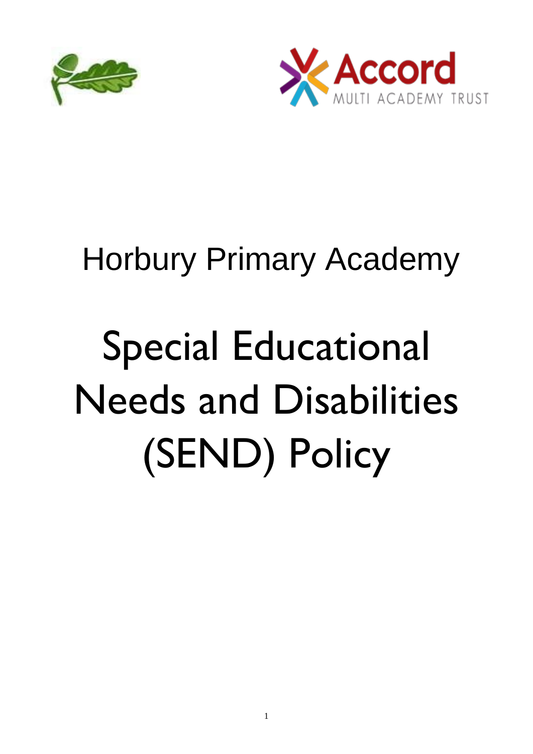Accord

MULTI ACADEMY TRUST

Horbury Primary Academy

# Special Educational Needs and Disabilities (SEND) Policy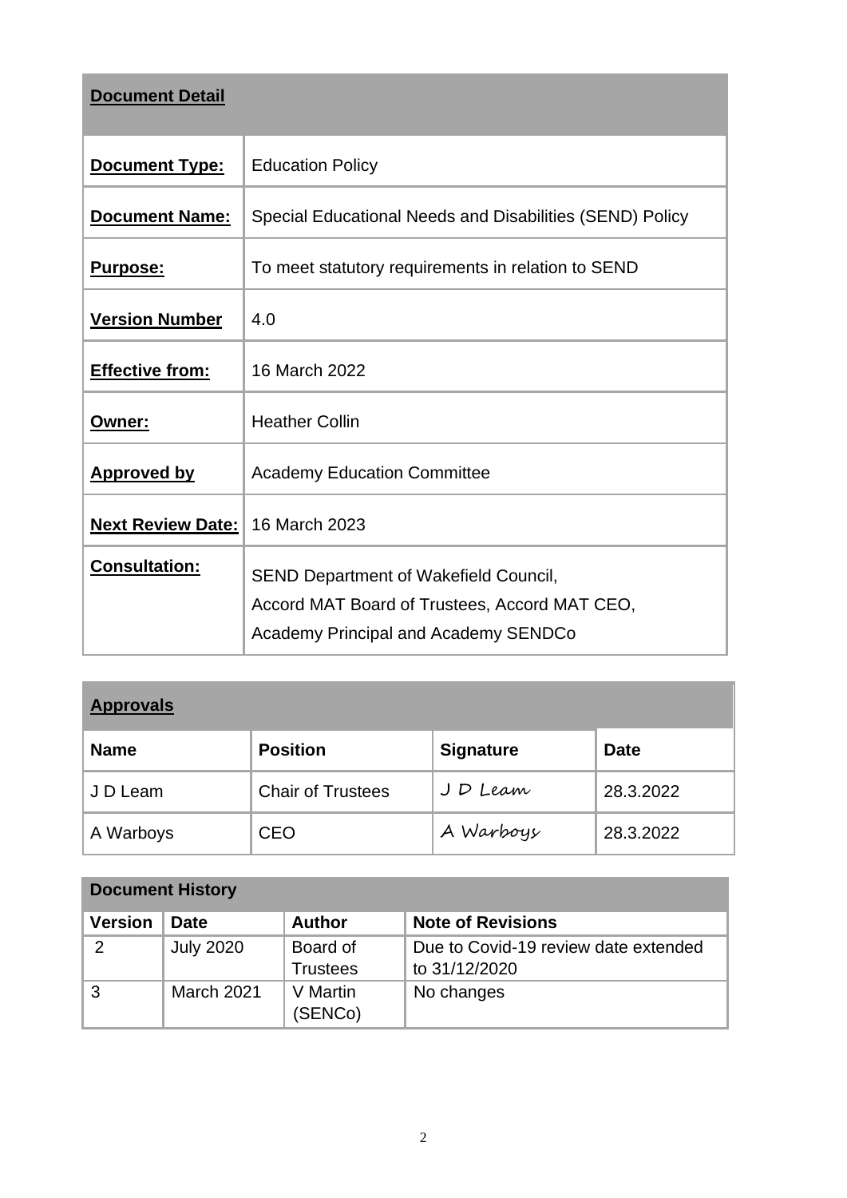| **Document Detail** | |
|---|---|
| **Document Type:** | Education Policy |
| **Document Name:** | Special Educational Needs and Disabilities (SEND) Policy |
| **Purpose:** | To meet statutory requirements in relation to SEND |
| **Version Number** | 4.0 |
| **Effective from:** | 16 March 2022 |
| **Owner:** | Heather Collin |
| **Approved by** | Academy Education Committee |
| **Next Review Date:** | 16 March 2023 |
| **Consultation:** | SEND Department of Wakefield Council, Accord MAT Board of Trustees, Accord MAT CEO, Academy Principal and Academy SENDCo |

| **Approvals** | | | |
|---|---|---|---|
| **Name** | **Position** | **Signature** | **Date** |
| J D Leam | Chair of Trustees | J D Leam | 28.3.2022 |
| A Warboys | CEO | A Warboys | 28.3.2022 |

| **Document History** | | | |
|---|---|---|---|
| **Version** | **Date** | **Author** | **Note of Revisions** |
| 2 | July 2020 | Board of Trustees | Due to Covid-19 review date extended to 31/12/2020 |
| 3 | March 2021 | V Martin (SENCo) | No changes |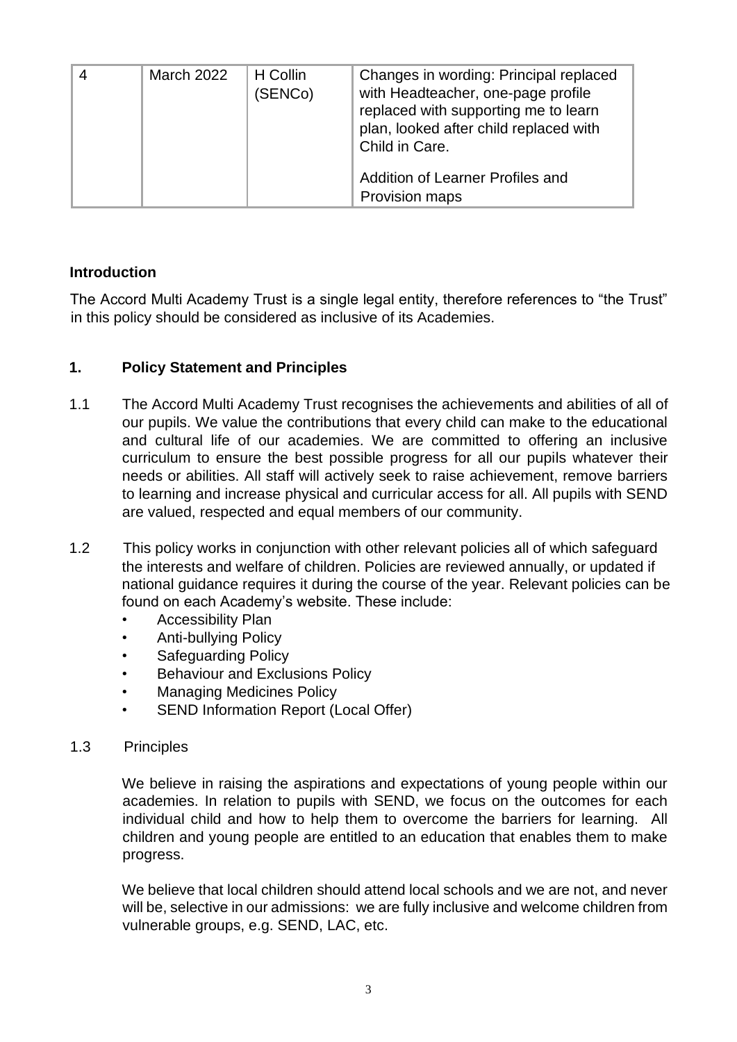| 4 | March 2022 | H Collin (SENCo) | Changes in wording: Principal replaced with Headteacher, one-page profile replaced with supporting me to learn plan, looked after child replaced with Child in Care.<br><br>Addition of Learner Profiles and Provision maps |
|---|---|---|---|

**Introduction**

The Accord Multi Academy Trust is a single legal entity, therefore references to "the Trust" in this policy should be considered as inclusive of its Academies.

## 1. Policy Statement and Principles

1.1 The Accord Multi Academy Trust recognises the achievements and abilities of all of our pupils. We value the contributions that every child can make to the educational and cultural life of our academies. We are committed to offering an inclusive curriculum to ensure the best possible progress for all our pupils whatever their needs or abilities. All staff will actively seek to raise achievement, remove barriers to learning and increase physical and curricular access for all. All pupils with SEND are valued, respected and equal members of our community.

1.2 This policy works in conjunction with other relevant policies all of which safeguard the interests and welfare of children. Policies are reviewed annually, or updated if national guidance requires it during the course of the year. Relevant policies can be found on each Academy's website. These include:

- Accessibility Plan
- Anti-bullying Policy
- Safeguarding Policy
- Behaviour and Exclusions Policy
- Managing Medicines Policy
- SEND Information Report (Local Offer)

1.3 Principles

We believe in raising the aspirations and expectations of young people within our academies. In relation to pupils with SEND, we focus on the outcomes for each individual child and how to help them to overcome the barriers for learning. All children and young people are entitled to an education that enables them to make progress.

We believe that local children should attend local schools and we are not, and never will be, selective in our admissions: we are fully inclusive and welcome children from vulnerable groups, e.g. SEND, LAC, etc.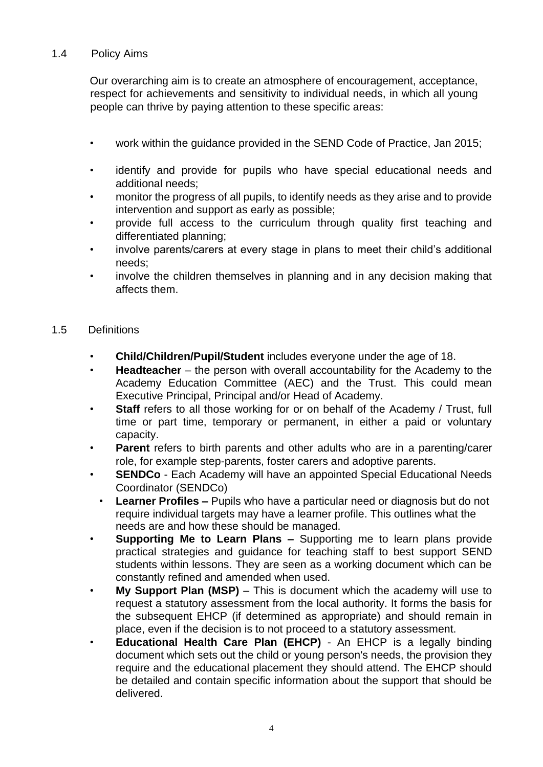### 1.4 Policy Aims

Our overarching aim is to create an atmosphere of encouragement, acceptance, respect for achievements and sensitivity to individual needs, in which all young people can thrive by paying attention to these specific areas:

- work within the guidance provided in the SEND Code of Practice, Jan 2015;
- identify and provide for pupils who have special educational needs and additional needs;
- monitor the progress of all pupils, to identify needs as they arise and to provide intervention and support as early as possible;
- provide full access to the curriculum through quality first teaching and differentiated planning;
- involve parents/carers at every stage in plans to meet their child's additional needs;
- involve the children themselves in planning and in any decision making that affects them.

### 1.5 Definitions

- **Child/Children/Pupil/Student** includes everyone under the age of 18.
- **Headteacher** – the person with overall accountability for the Academy to the Academy Education Committee (AEC) and the Trust. This could mean Executive Principal, Principal and/or Head of Academy.
- **Staff** refers to all those working for or on behalf of the Academy / Trust, full time or part time, temporary or permanent, in either a paid or voluntary capacity.
- **Parent** refers to birth parents and other adults who are in a parenting/carer role, for example step-parents, foster carers and adoptive parents.
- **SENDCo** - Each Academy will have an appointed Special Educational Needs Coordinator (SENDCo)
- **Learner Profiles –** Pupils who have a particular need or diagnosis but do not require individual targets may have a learner profile. This outlines what the needs are and how these should be managed.
- **Supporting Me to Learn Plans –** Supporting me to learn plans provide practical strategies and guidance for teaching staff to best support SEND students within lessons. They are seen as a working document which can be constantly refined and amended when used.
- **My Support Plan (MSP)** – This is document which the academy will use to request a statutory assessment from the local authority. It forms the basis for the subsequent EHCP (if determined as appropriate) and should remain in place, even if the decision is to not proceed to a statutory assessment.
- **Educational Health Care Plan (EHCP)** - An EHCP is a legally binding document which sets out the child or young person's needs, the provision they require and the educational placement they should attend. The EHCP should be detailed and contain specific information about the support that should be delivered.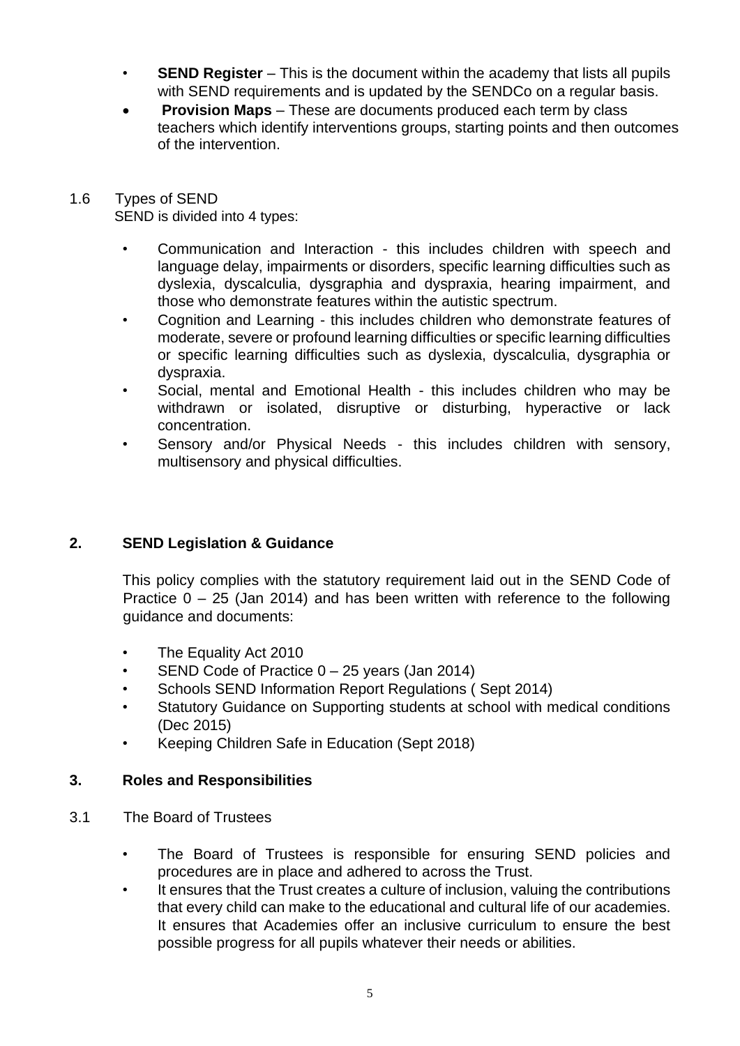- **SEND Register** – This is the document within the academy that lists all pupils with SEND requirements and is updated by the SENDCo on a regular basis.
- **Provision Maps** – These are documents produced each term by class teachers which identify interventions groups, starting points and then outcomes of the intervention.

1.6 Types of SEND

SEND is divided into 4 types:

- Communication and Interaction - this includes children with speech and language delay, impairments or disorders, specific learning difficulties such as dyslexia, dyscalculia, dysgraphia and dyspraxia, hearing impairment, and those who demonstrate features within the autistic spectrum.
- Cognition and Learning - this includes children who demonstrate features of moderate, severe or profound learning difficulties or specific learning difficulties or specific learning difficulties such as dyslexia, dyscalculia, dysgraphia or dyspraxia.
- Social, mental and Emotional Health - this includes children who may be withdrawn or isolated, disruptive or disturbing, hyperactive or lack concentration.
- Sensory and/or Physical Needs - this includes children with sensory, multisensory and physical difficulties.

## 2. SEND Legislation & Guidance

This policy complies with the statutory requirement laid out in the SEND Code of Practice 0 – 25 (Jan 2014) and has been written with reference to the following guidance and documents:

- The Equality Act 2010
- SEND Code of Practice 0 – 25 years (Jan 2014)
- Schools SEND Information Report Regulations ( Sept 2014)
- Statutory Guidance on Supporting students at school with medical conditions (Dec 2015)
- Keeping Children Safe in Education (Sept 2018)

## 3. Roles and Responsibilities

3.1 The Board of Trustees

- The Board of Trustees is responsible for ensuring SEND policies and procedures are in place and adhered to across the Trust.
- It ensures that the Trust creates a culture of inclusion, valuing the contributions that every child can make to the educational and cultural life of our academies. It ensures that Academies offer an inclusive curriculum to ensure the best possible progress for all pupils whatever their needs or abilities.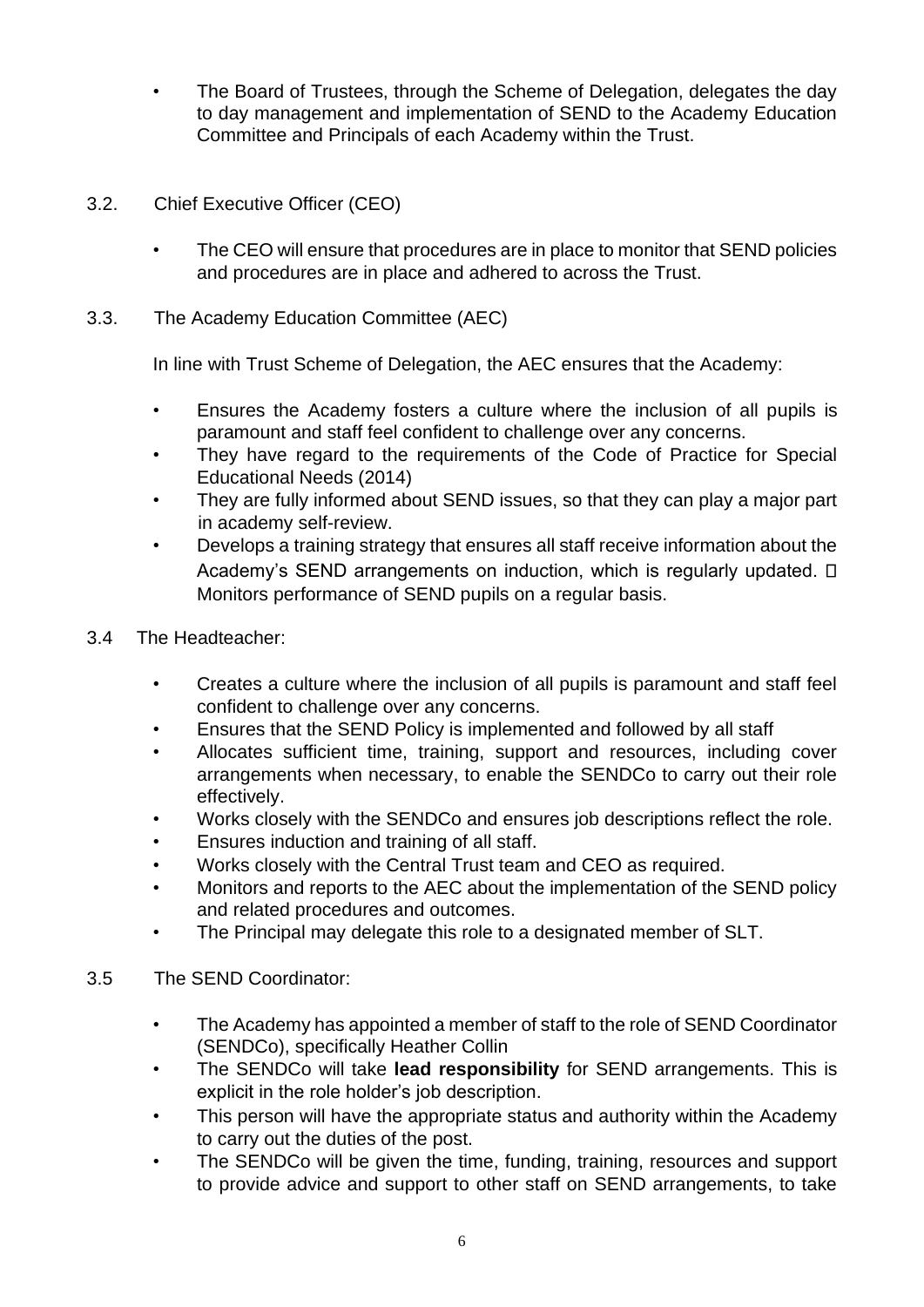- The Board of Trustees, through the Scheme of Delegation, delegates the day to day management and implementation of SEND to the Academy Education Committee and Principals of each Academy within the Trust.

3.2. Chief Executive Officer (CEO)

- The CEO will ensure that procedures are in place to monitor that SEND policies and procedures are in place and adhered to across the Trust.

3.3. The Academy Education Committee (AEC)

In line with Trust Scheme of Delegation, the AEC ensures that the Academy:

- Ensures the Academy fosters a culture where the inclusion of all pupils is paramount and staff feel confident to challenge over any concerns.
- They have regard to the requirements of the Code of Practice for Special Educational Needs (2014)
- They are fully informed about SEND issues, so that they can play a major part in academy self-review.
- Develops a training strategy that ensures all staff receive information about the Academy's SEND arrangements on induction, which is regularly updated.  Monitors performance of SEND pupils on a regular basis.

3.4 The Headteacher:

- Creates a culture where the inclusion of all pupils is paramount and staff feel confident to challenge over any concerns.
- Ensures that the SEND Policy is implemented and followed by all staff
- Allocates sufficient time, training, support and resources, including cover arrangements when necessary, to enable the SENDCo to carry out their role effectively.
- Works closely with the SENDCo and ensures job descriptions reflect the role.
- Ensures induction and training of all staff.
- Works closely with the Central Trust team and CEO as required.
- Monitors and reports to the AEC about the implementation of the SEND policy and related procedures and outcomes.
- The Principal may delegate this role to a designated member of SLT.

3.5 The SEND Coordinator:

- The Academy has appointed a member of staff to the role of SEND Coordinator (SENDCo), specifically Heather Collin
- The SENDCo will take **lead responsibility** for SEND arrangements. This is explicit in the role holder's job description.
- This person will have the appropriate status and authority within the Academy to carry out the duties of the post.
- The SENDCo will be given the time, funding, training, resources and support to provide advice and support to other staff on SEND arrangements, to take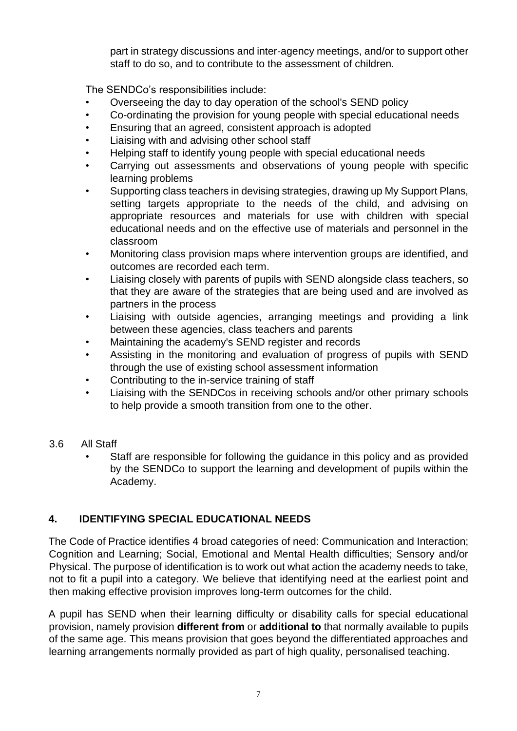part in strategy discussions and inter-agency meetings, and/or to support other staff to do so, and to contribute to the assessment of children.

The SENDCo's responsibilities include:

- Overseeing the day to day operation of the school's SEND policy
- Co-ordinating the provision for young people with special educational needs
- Ensuring that an agreed, consistent approach is adopted
- Liaising with and advising other school staff
- Helping staff to identify young people with special educational needs
- Carrying out assessments and observations of young people with specific learning problems
- Supporting class teachers in devising strategies, drawing up My Support Plans, setting targets appropriate to the needs of the child, and advising on appropriate resources and materials for use with children with special educational needs and on the effective use of materials and personnel in the classroom
- Monitoring class provision maps where intervention groups are identified, and outcomes are recorded each term.
- Liaising closely with parents of pupils with SEND alongside class teachers, so that they are aware of the strategies that are being used and are involved as partners in the process
- Liaising with outside agencies, arranging meetings and providing a link between these agencies, class teachers and parents
- Maintaining the academy's SEND register and records
- Assisting in the monitoring and evaluation of progress of pupils with SEND through the use of existing school assessment information
- Contributing to the in-service training of staff
- Liaising with the SENDCos in receiving schools and/or other primary schools to help provide a smooth transition from one to the other.

3.6 All Staff

- Staff are responsible for following the guidance in this policy and as provided by the SENDCo to support the learning and development of pupils within the Academy.

## 4. IDENTIFYING SPECIAL EDUCATIONAL NEEDS

The Code of Practice identifies 4 broad categories of need: Communication and Interaction; Cognition and Learning; Social, Emotional and Mental Health difficulties; Sensory and/or Physical. The purpose of identification is to work out what action the academy needs to take, not to fit a pupil into a category. We believe that identifying need at the earliest point and then making effective provision improves long-term outcomes for the child.

A pupil has SEND when their learning difficulty or disability calls for special educational provision, namely provision **different from** or **additional to** that normally available to pupils of the same age. This means provision that goes beyond the differentiated approaches and learning arrangements normally provided as part of high quality, personalised teaching.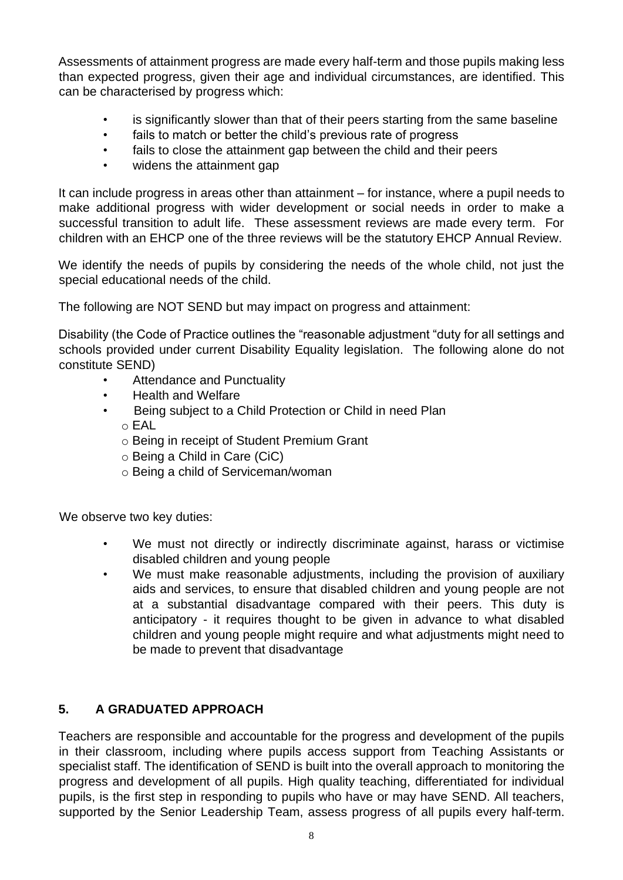Assessments of attainment progress are made every half-term and those pupils making less than expected progress, given their age and individual circumstances, are identified. This can be characterised by progress which:

- is significantly slower than that of their peers starting from the same baseline
- fails to match or better the child's previous rate of progress
- fails to close the attainment gap between the child and their peers
- widens the attainment gap

It can include progress in areas other than attainment – for instance, where a pupil needs to make additional progress with wider development or social needs in order to make a successful transition to adult life. These assessment reviews are made every term. For children with an EHCP one of the three reviews will be the statutory EHCP Annual Review.

We identify the needs of pupils by considering the needs of the whole child, not just the special educational needs of the child.

The following are NOT SEND but may impact on progress and attainment:

Disability (the Code of Practice outlines the "reasonable adjustment "duty for all settings and schools provided under current Disability Equality legislation. The following alone do not constitute SEND)

- Attendance and Punctuality
- Health and Welfare
- Being subject to a Child Protection or Child in need Plan
  - EAL
  - Being in receipt of Student Premium Grant
  - Being a Child in Care (CiC)
  - Being a child of Serviceman/woman

We observe two key duties:

- We must not directly or indirectly discriminate against, harass or victimise disabled children and young people
- We must make reasonable adjustments, including the provision of auxiliary aids and services, to ensure that disabled children and young people are not at a substantial disadvantage compared with their peers. This duty is anticipatory - it requires thought to be given in advance to what disabled children and young people might require and what adjustments might need to be made to prevent that disadvantage

## 5. A GRADUATED APPROACH

Teachers are responsible and accountable for the progress and development of the pupils in their classroom, including where pupils access support from Teaching Assistants or specialist staff. The identification of SEND is built into the overall approach to monitoring the progress and development of all pupils. High quality teaching, differentiated for individual pupils, is the first step in responding to pupils who have or may have SEND. All teachers, supported by the Senior Leadership Team, assess progress of all pupils every half-term.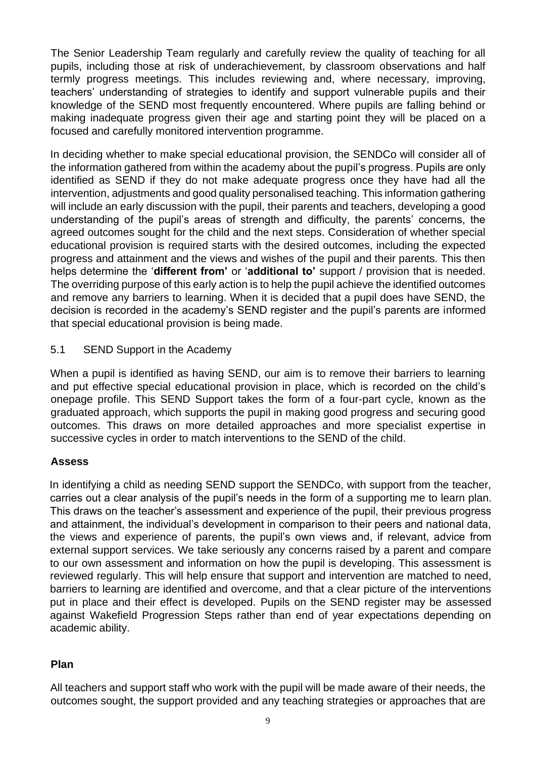The Senior Leadership Team regularly and carefully review the quality of teaching for all pupils, including those at risk of underachievement, by classroom observations and half termly progress meetings. This includes reviewing and, where necessary, improving, teachers' understanding of strategies to identify and support vulnerable pupils and their knowledge of the SEND most frequently encountered. Where pupils are falling behind or making inadequate progress given their age and starting point they will be placed on a focused and carefully monitored intervention programme.

In deciding whether to make special educational provision, the SENDCo will consider all of the information gathered from within the academy about the pupil's progress. Pupils are only identified as SEND if they do not make adequate progress once they have had all the intervention, adjustments and good quality personalised teaching. This information gathering will include an early discussion with the pupil, their parents and teachers, developing a good understanding of the pupil's areas of strength and difficulty, the parents' concerns, the agreed outcomes sought for the child and the next steps. Consideration of whether special educational provision is required starts with the desired outcomes, including the expected progress and attainment and the views and wishes of the pupil and their parents. This then helps determine the '**different from'** or '**additional to'** support / provision that is needed. The overriding purpose of this early action is to help the pupil achieve the identified outcomes and remove any barriers to learning. When it is decided that a pupil does have SEND, the decision is recorded in the academy's SEND register and the pupil's parents are informed that special educational provision is being made.

## 5.1 SEND Support in the Academy

When a pupil is identified as having SEND, our aim is to remove their barriers to learning and put effective special educational provision in place, which is recorded on the child's onepage profile. This SEND Support takes the form of a four-part cycle, known as the graduated approach, which supports the pupil in making good progress and securing good outcomes. This draws on more detailed approaches and more specialist expertise in successive cycles in order to match interventions to the SEND of the child.

### Assess

In identifying a child as needing SEND support the SENDCo, with support from the teacher, carries out a clear analysis of the pupil's needs in the form of a supporting me to learn plan. This draws on the teacher's assessment and experience of the pupil, their previous progress and attainment, the individual's development in comparison to their peers and national data, the views and experience of parents, the pupil's own views and, if relevant, advice from external support services. We take seriously any concerns raised by a parent and compare to our own assessment and information on how the pupil is developing. This assessment is reviewed regularly. This will help ensure that support and intervention are matched to need, barriers to learning are identified and overcome, and that a clear picture of the interventions put in place and their effect is developed. Pupils on the SEND register may be assessed against Wakefield Progression Steps rather than end of year expectations depending on academic ability.

### Plan

All teachers and support staff who work with the pupil will be made aware of their needs, the outcomes sought, the support provided and any teaching strategies or approaches that are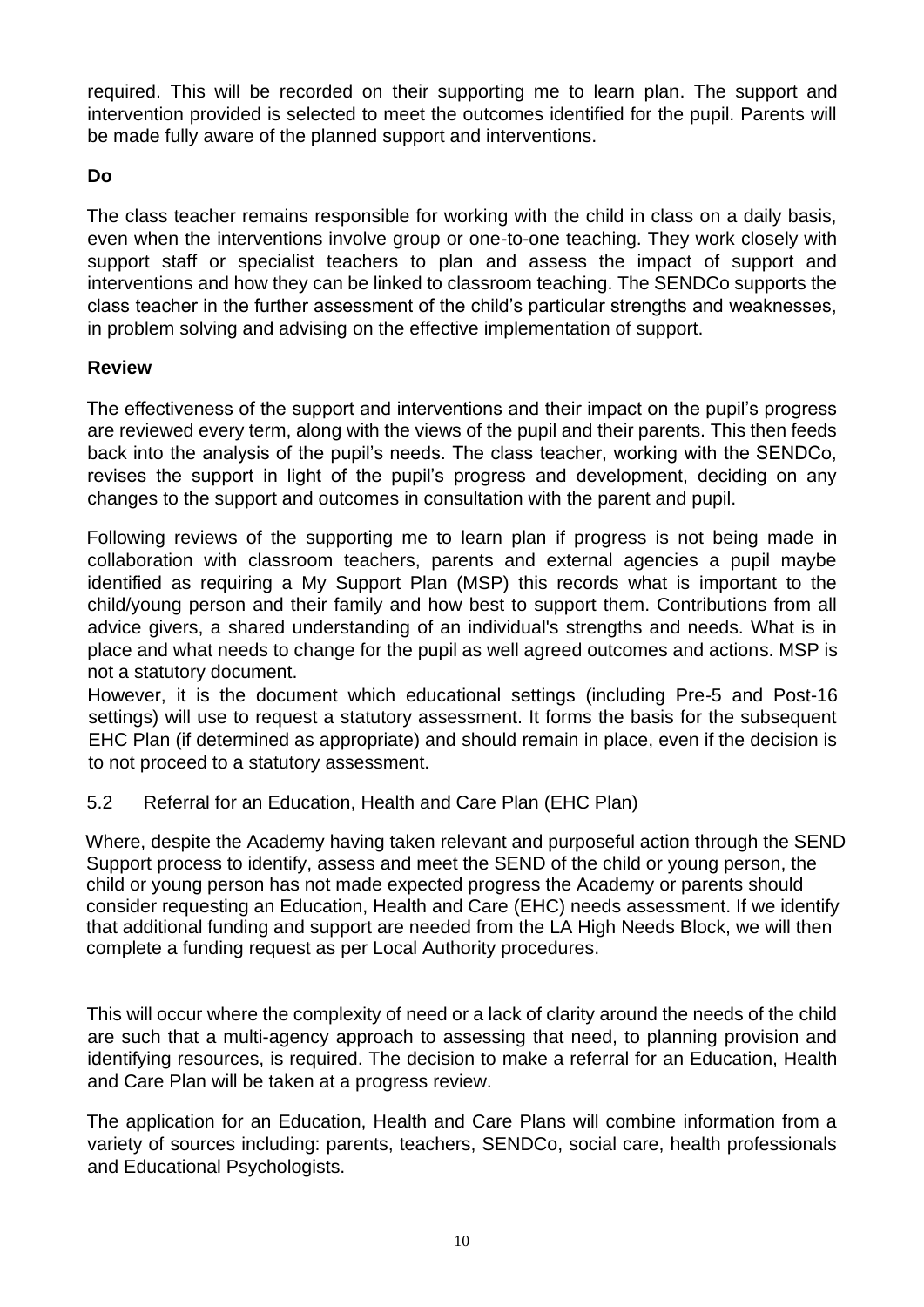required. This will be recorded on their supporting me to learn plan. The support and intervention provided is selected to meet the outcomes identified for the pupil. Parents will be made fully aware of the planned support and interventions.

**Do**

The class teacher remains responsible for working with the child in class on a daily basis, even when the interventions involve group or one-to-one teaching. They work closely with support staff or specialist teachers to plan and assess the impact of support and interventions and how they can be linked to classroom teaching. The SENDCo supports the class teacher in the further assessment of the child's particular strengths and weaknesses, in problem solving and advising on the effective implementation of support.

**Review**

The effectiveness of the support and interventions and their impact on the pupil's progress are reviewed every term, along with the views of the pupil and their parents. This then feeds back into the analysis of the pupil's needs. The class teacher, working with the SENDCo, revises the support in light of the pupil's progress and development, deciding on any changes to the support and outcomes in consultation with the parent and pupil.

Following reviews of the supporting me to learn plan if progress is not being made in collaboration with classroom teachers, parents and external agencies a pupil maybe identified as requiring a My Support Plan (MSP) this records what is important to the child/young person and their family and how best to support them. Contributions from all advice givers, a shared understanding of an individual's strengths and needs. What is in place and what needs to change for the pupil as well agreed outcomes and actions. MSP is not a statutory document.

However, it is the document which educational settings (including Pre-5 and Post-16 settings) will use to request a statutory assessment. It forms the basis for the subsequent EHC Plan (if determined as appropriate) and should remain in place, even if the decision is to not proceed to a statutory assessment.

5.2 Referral for an Education, Health and Care Plan (EHC Plan)

Where, despite the Academy having taken relevant and purposeful action through the SEND Support process to identify, assess and meet the SEND of the child or young person, the child or young person has not made expected progress the Academy or parents should consider requesting an Education, Health and Care (EHC) needs assessment. If we identify that additional funding and support are needed from the LA High Needs Block, we will then complete a funding request as per Local Authority procedures.

This will occur where the complexity of need or a lack of clarity around the needs of the child are such that a multi-agency approach to assessing that need, to planning provision and identifying resources, is required. The decision to make a referral for an Education, Health and Care Plan will be taken at a progress review.

The application for an Education, Health and Care Plans will combine information from a variety of sources including: parents, teachers, SENDCo, social care, health professionals and Educational Psychologists.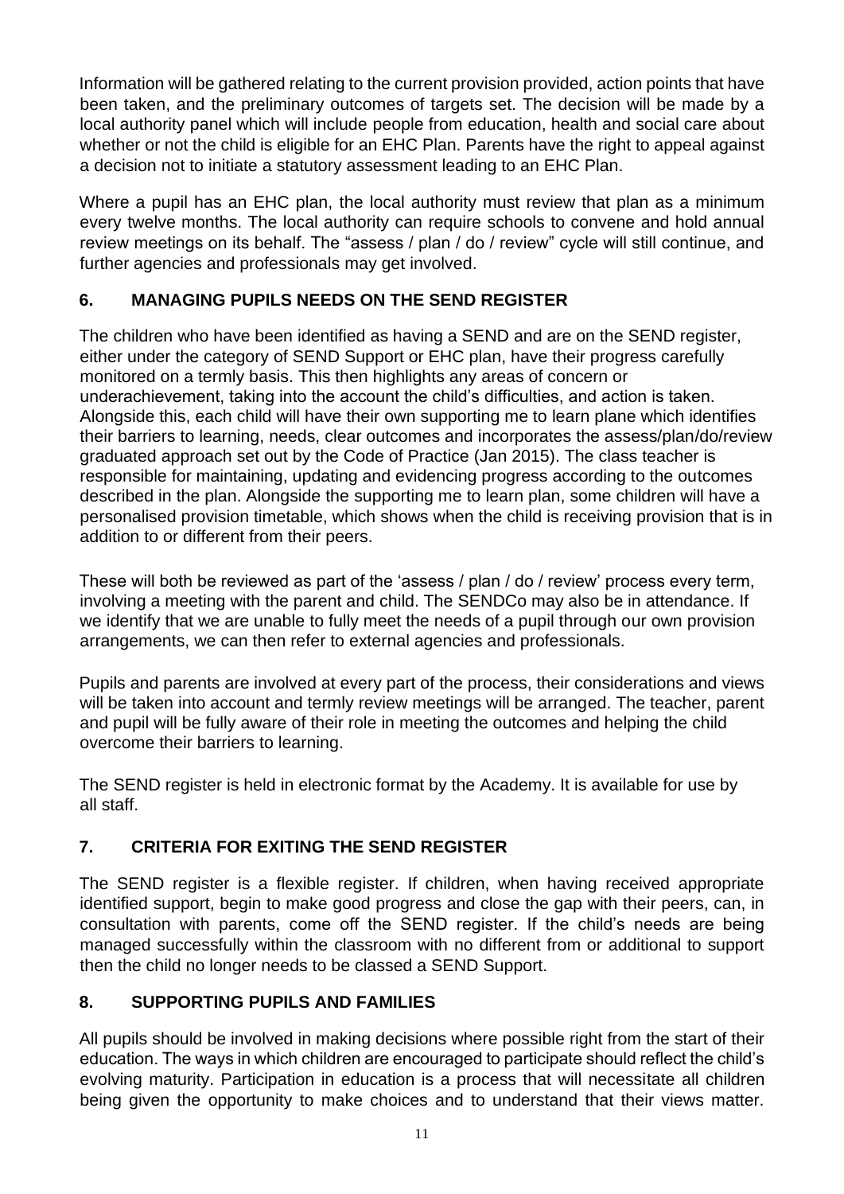Information will be gathered relating to the current provision provided, action points that have been taken, and the preliminary outcomes of targets set. The decision will be made by a local authority panel which will include people from education, health and social care about whether or not the child is eligible for an EHC Plan. Parents have the right to appeal against a decision not to initiate a statutory assessment leading to an EHC Plan.

Where a pupil has an EHC plan, the local authority must review that plan as a minimum every twelve months. The local authority can require schools to convene and hold annual review meetings on its behalf. The "assess / plan / do / review" cycle will still continue, and further agencies and professionals may get involved.

## 6. MANAGING PUPILS NEEDS ON THE SEND REGISTER

The children who have been identified as having a SEND and are on the SEND register, either under the category of SEND Support or EHC plan, have their progress carefully monitored on a termly basis. This then highlights any areas of concern or underachievement, taking into the account the child's difficulties, and action is taken. Alongside this, each child will have their own supporting me to learn plane which identifies their barriers to learning, needs, clear outcomes and incorporates the assess/plan/do/review graduated approach set out by the Code of Practice (Jan 2015). The class teacher is responsible for maintaining, updating and evidencing progress according to the outcomes described in the plan. Alongside the supporting me to learn plan, some children will have a personalised provision timetable, which shows when the child is receiving provision that is in addition to or different from their peers.

These will both be reviewed as part of the 'assess / plan / do / review' process every term, involving a meeting with the parent and child. The SENDCo may also be in attendance. If we identify that we are unable to fully meet the needs of a pupil through our own provision arrangements, we can then refer to external agencies and professionals.

Pupils and parents are involved at every part of the process, their considerations and views will be taken into account and termly review meetings will be arranged. The teacher, parent and pupil will be fully aware of their role in meeting the outcomes and helping the child overcome their barriers to learning.

The SEND register is held in electronic format by the Academy. It is available for use by all staff.

## 7. CRITERIA FOR EXITING THE SEND REGISTER

The SEND register is a flexible register. If children, when having received appropriate identified support, begin to make good progress and close the gap with their peers, can, in consultation with parents, come off the SEND register. If the child's needs are being managed successfully within the classroom with no different from or additional to support then the child no longer needs to be classed a SEND Support.

## 8. SUPPORTING PUPILS AND FAMILIES

All pupils should be involved in making decisions where possible right from the start of their education. The ways in which children are encouraged to participate should reflect the child's evolving maturity. Participation in education is a process that will necessitate all children being given the opportunity to make choices and to understand that their views matter.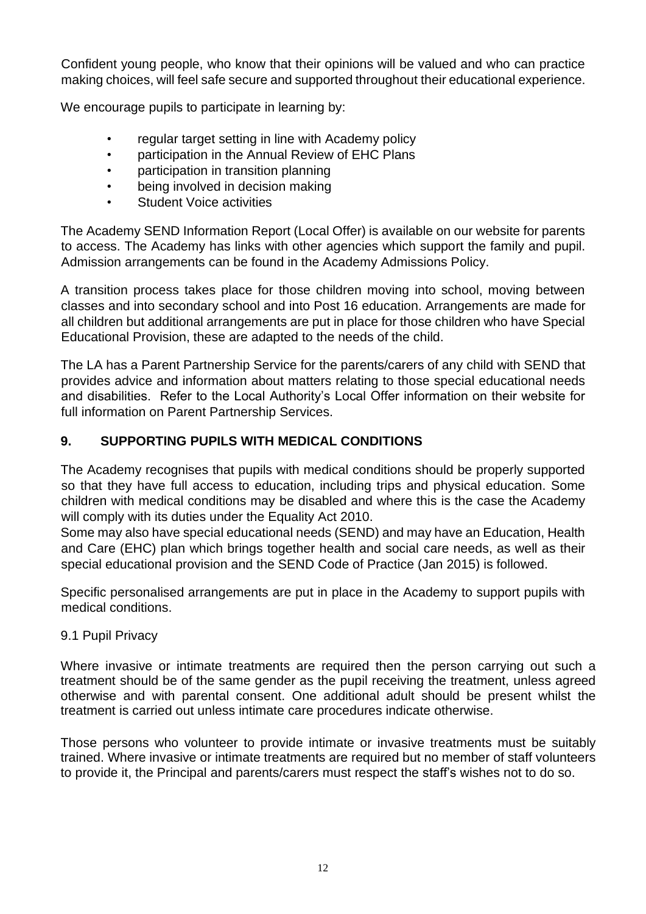Confident young people, who know that their opinions will be valued and who can practice making choices, will feel safe secure and supported throughout their educational experience.

We encourage pupils to participate in learning by:

- regular target setting in line with Academy policy
- participation in the Annual Review of EHC Plans
- participation in transition planning
- being involved in decision making
- Student Voice activities

The Academy SEND Information Report (Local Offer) is available on our website for parents to access. The Academy has links with other agencies which support the family and pupil. Admission arrangements can be found in the Academy Admissions Policy.

A transition process takes place for those children moving into school, moving between classes and into secondary school and into Post 16 education. Arrangements are made for all children but additional arrangements are put in place for those children who have Special Educational Provision, these are adapted to the needs of the child.

The LA has a Parent Partnership Service for the parents/carers of any child with SEND that provides advice and information about matters relating to those special educational needs and disabilities. Refer to the Local Authority's Local Offer information on their website for full information on Parent Partnership Services.

## 9. SUPPORTING PUPILS WITH MEDICAL CONDITIONS

The Academy recognises that pupils with medical conditions should be properly supported so that they have full access to education, including trips and physical education. Some children with medical conditions may be disabled and where this is the case the Academy will comply with its duties under the Equality Act 2010.

Some may also have special educational needs (SEND) and may have an Education, Health and Care (EHC) plan which brings together health and social care needs, as well as their special educational provision and the SEND Code of Practice (Jan 2015) is followed.

Specific personalised arrangements are put in place in the Academy to support pupils with medical conditions.

### 9.1 Pupil Privacy

Where invasive or intimate treatments are required then the person carrying out such a treatment should be of the same gender as the pupil receiving the treatment, unless agreed otherwise and with parental consent. One additional adult should be present whilst the treatment is carried out unless intimate care procedures indicate otherwise.

Those persons who volunteer to provide intimate or invasive treatments must be suitably trained. Where invasive or intimate treatments are required but no member of staff volunteers to provide it, the Principal and parents/carers must respect the staff's wishes not to do so.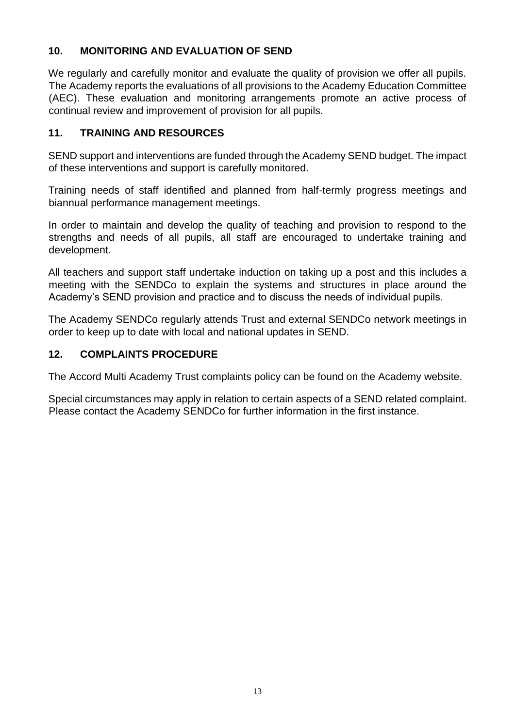## 10. MONITORING AND EVALUATION OF SEND

We regularly and carefully monitor and evaluate the quality of provision we offer all pupils. The Academy reports the evaluations of all provisions to the Academy Education Committee (AEC). These evaluation and monitoring arrangements promote an active process of continual review and improvement of provision for all pupils.

## 11. TRAINING AND RESOURCES

SEND support and interventions are funded through the Academy SEND budget. The impact of these interventions and support is carefully monitored.

Training needs of staff identified and planned from half-termly progress meetings and biannual performance management meetings.

In order to maintain and develop the quality of teaching and provision to respond to the strengths and needs of all pupils, all staff are encouraged to undertake training and development.

All teachers and support staff undertake induction on taking up a post and this includes a meeting with the SENDCo to explain the systems and structures in place around the Academy's SEND provision and practice and to discuss the needs of individual pupils.

The Academy SENDCo regularly attends Trust and external SENDCo network meetings in order to keep up to date with local and national updates in SEND.

## 12. COMPLAINTS PROCEDURE

The Accord Multi Academy Trust complaints policy can be found on the Academy website.

Special circumstances may apply in relation to certain aspects of a SEND related complaint. Please contact the Academy SENDCo for further information in the first instance.